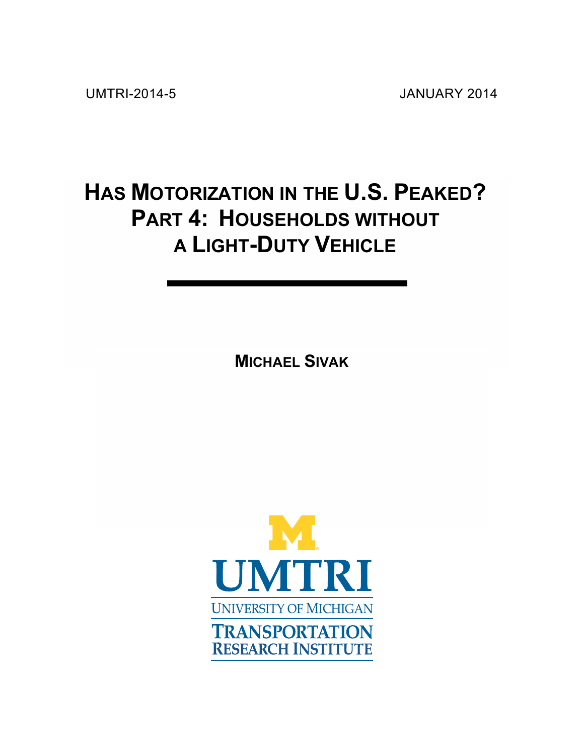UMTRI-2014-5 JANUARY 2014

# HAS MOTORIZATION IN THE U.S. PEAKED? PART 4: HOUSEHOLDS WITHOUT A LIGHT-DUTY VEHICLE

**MICHAEL SIVAK**

UMTRI
UNIVERSITY OF MICHIGAN
TRANSPORTATION RESEARCH INSTITUTE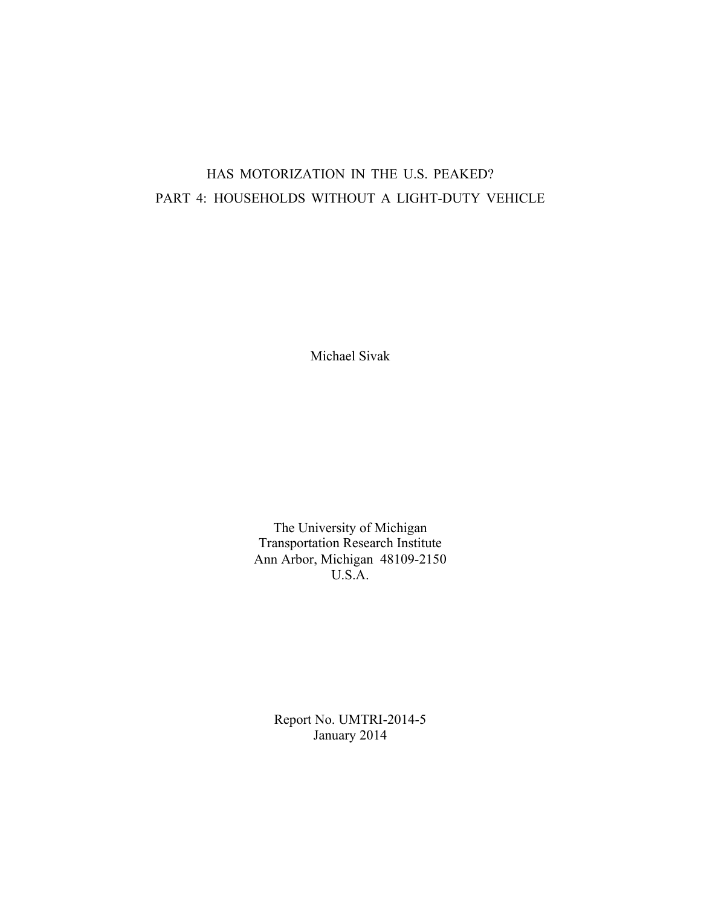# HAS MOTORIZATION IN THE U.S. PEAKED?
# PART 4: HOUSEHOLDS WITHOUT A LIGHT-DUTY VEHICLE

Michael Sivak

The University of Michigan
Transportation Research Institute
Ann Arbor, Michigan 48109-2150
U.S.A.

Report No. UMTRI-2014-5
January 2014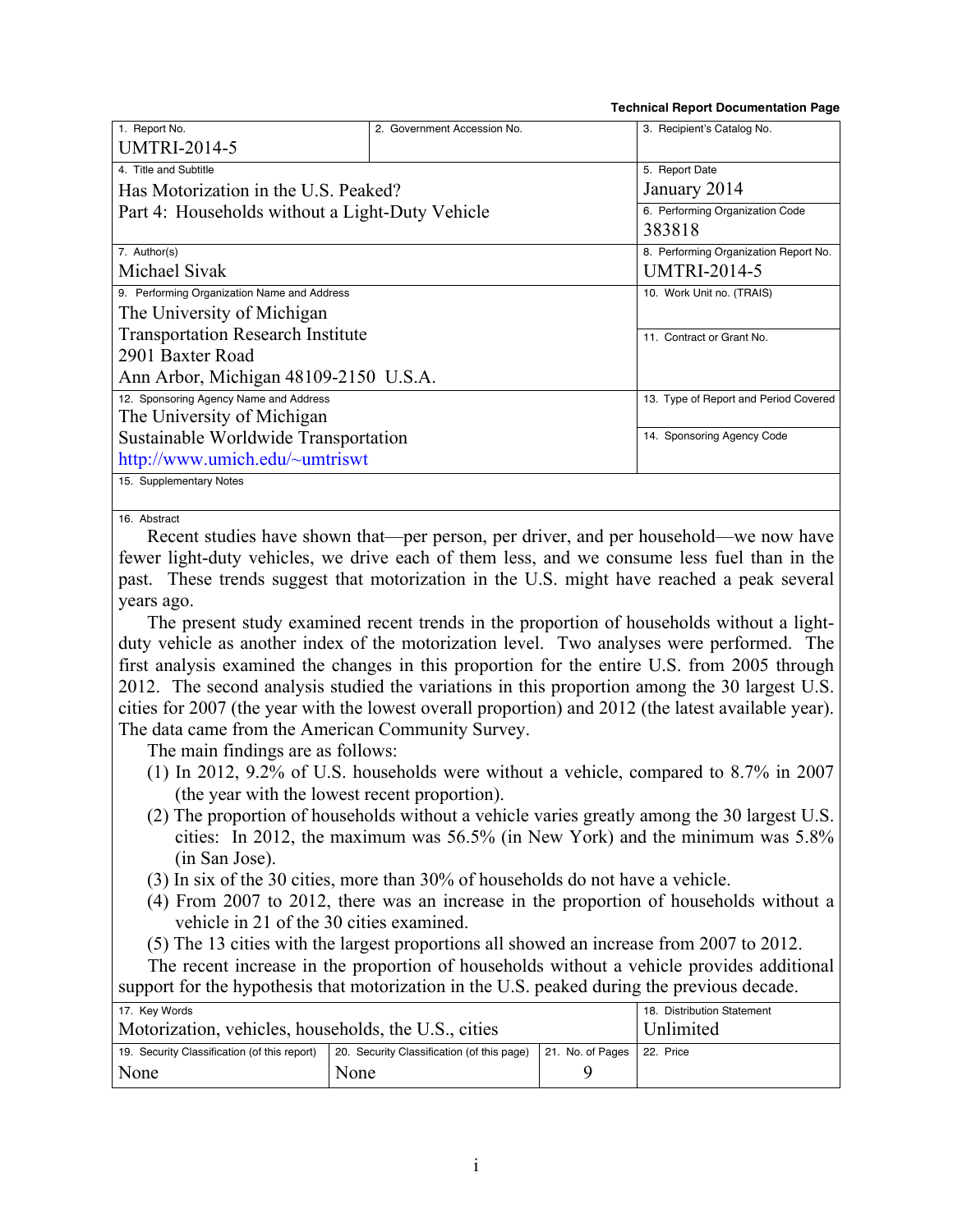**Technical Report Documentation Page**

| 1. Report No. | 2. Government Accession No. | 3. Recipient's Catalog No. |
|---|---|---|
| UMTRI-2014-5 | | |
| 4. Title and Subtitle<br>Has Motorization in the U.S. Peaked?<br>Part 4: Households without a Light-Duty Vehicle | | 5. Report Date<br>January 2014<br>6. Performing Organization Code<br>383818 |
| 7. Author(s)<br>Michael Sivak | | 8. Performing Organization Report No.<br>UMTRI-2014-5 |
| 9. Performing Organization Name and Address<br>The University of Michigan<br>Transportation Research Institute<br>2901 Baxter Road<br>Ann Arbor, Michigan 48109-2150 U.S.A. | | 10. Work Unit no. (TRAIS)<br><br>11. Contract or Grant No. |
| 12. Sponsoring Agency Name and Address<br>The University of Michigan<br>Sustainable Worldwide Transportation<br>http://www.umich.edu/~umtriswt | | 13. Type of Report and Period Covered<br><br>14. Sponsoring Agency Code |
| 15. Supplementary Notes | | |

16. Abstract

Recent studies have shown that—per person, per driver, and per household—we now have fewer light-duty vehicles, we drive each of them less, and we consume less fuel than in the past. These trends suggest that motorization in the U.S. might have reached a peak several years ago.

The present study examined recent trends in the proportion of households without a light-duty vehicle as another index of the motorization level. Two analyses were performed. The first analysis examined the changes in this proportion for the entire U.S. from 2005 through 2012. The second analysis studied the variations in this proportion among the 30 largest U.S. cities for 2007 (the year with the lowest overall proportion) and 2012 (the latest available year). The data came from the American Community Survey.

The main findings are as follows:

(1) In 2012, 9.2% of U.S. households were without a vehicle, compared to 8.7% in 2007 (the year with the lowest recent proportion).

(2) The proportion of households without a vehicle varies greatly among the 30 largest U.S. cities: In 2012, the maximum was 56.5% (in New York) and the minimum was 5.8% (in San Jose).

(3) In six of the 30 cities, more than 30% of households do not have a vehicle.

(4) From 2007 to 2012, there was an increase in the proportion of households without a vehicle in 21 of the 30 cities examined.

(5) The 13 cities with the largest proportions all showed an increase from 2007 to 2012.

The recent increase in the proportion of households without a vehicle provides additional support for the hypothesis that motorization in the U.S. peaked during the previous decade.

| 17. Key Words | | | 18. Distribution Statement |
|---|---|---|---|
| Motorization, vehicles, households, the U.S., cities | | | Unlimited |
| 19. Security Classification (of this report) | 20. Security Classification (of this page) | 21. No. of Pages | 22. Price |
| None | None | 9 | |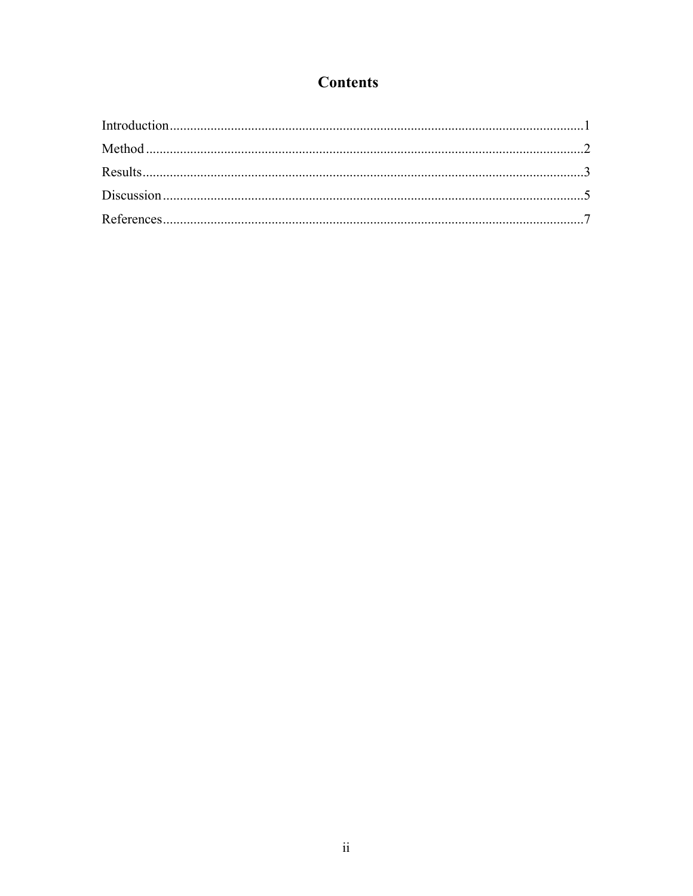# Contents

Introduction........................................................................................................................1

Method...............................................................................................................................2

Results...............................................................................................................................3

Discussion..........................................................................................................................5

References..........................................................................................................................7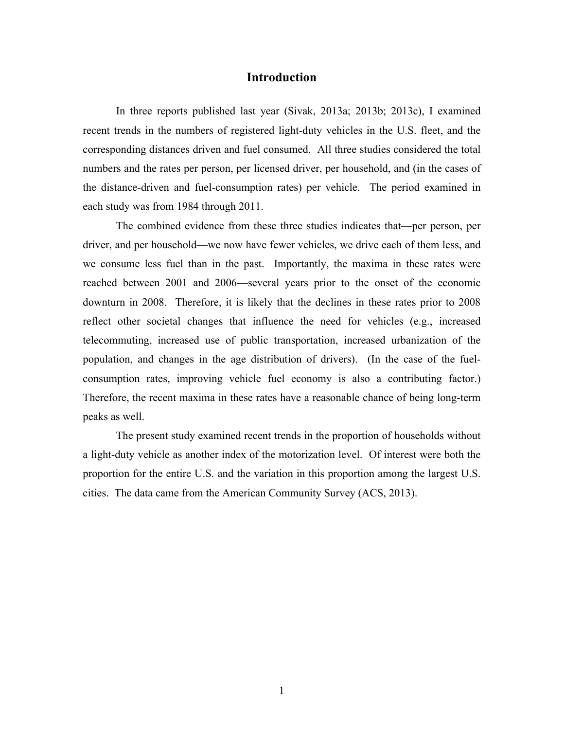# Introduction

In three reports published last year (Sivak, 2013a; 2013b; 2013c), I examined recent trends in the numbers of registered light-duty vehicles in the U.S. fleet, and the corresponding distances driven and fuel consumed. All three studies considered the total numbers and the rates per person, per licensed driver, per household, and (in the cases of the distance-driven and fuel-consumption rates) per vehicle. The period examined in each study was from 1984 through 2011.

The combined evidence from these three studies indicates that—per person, per driver, and per household—we now have fewer vehicles, we drive each of them less, and we consume less fuel than in the past. Importantly, the maxima in these rates were reached between 2001 and 2006—several years prior to the onset of the economic downturn in 2008. Therefore, it is likely that the declines in these rates prior to 2008 reflect other societal changes that influence the need for vehicles (e.g., increased telecommuting, increased use of public transportation, increased urbanization of the population, and changes in the age distribution of drivers). (In the case of the fuel-consumption rates, improving vehicle fuel economy is also a contributing factor.) Therefore, the recent maxima in these rates have a reasonable chance of being long-term peaks as well.

The present study examined recent trends in the proportion of households without a light-duty vehicle as another index of the motorization level. Of interest were both the proportion for the entire U.S. and the variation in this proportion among the largest U.S. cities. The data came from the American Community Survey (ACS, 2013).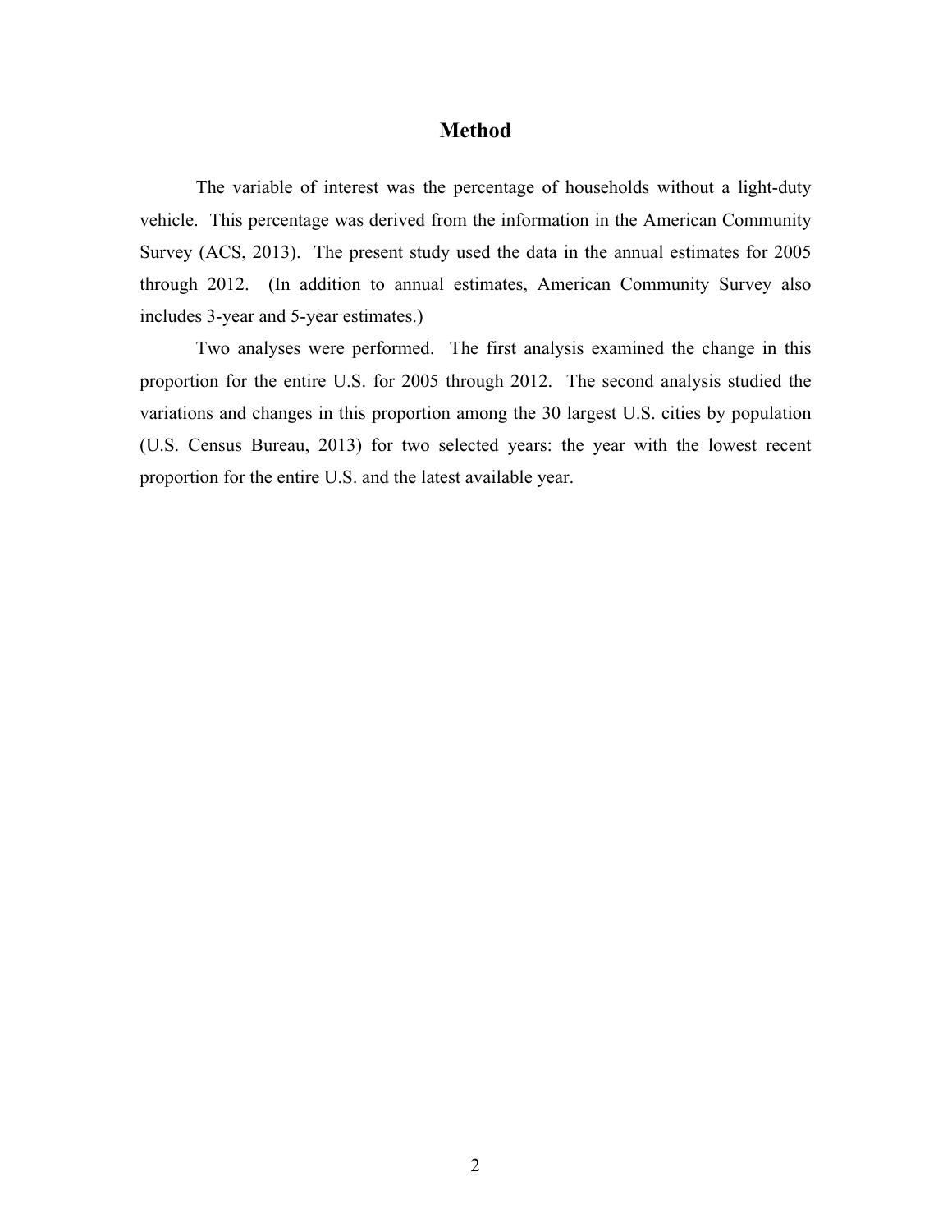# Method

The variable of interest was the percentage of households without a light-duty vehicle. This percentage was derived from the information in the American Community Survey (ACS, 2013). The present study used the data in the annual estimates for 2005 through 2012. (In addition to annual estimates, American Community Survey also includes 3-year and 5-year estimates.)

Two analyses were performed. The first analysis examined the change in this proportion for the entire U.S. for 2005 through 2012. The second analysis studied the variations and changes in this proportion among the 30 largest U.S. cities by population (U.S. Census Bureau, 2013) for two selected years: the year with the lowest recent proportion for the entire U.S. and the latest available year.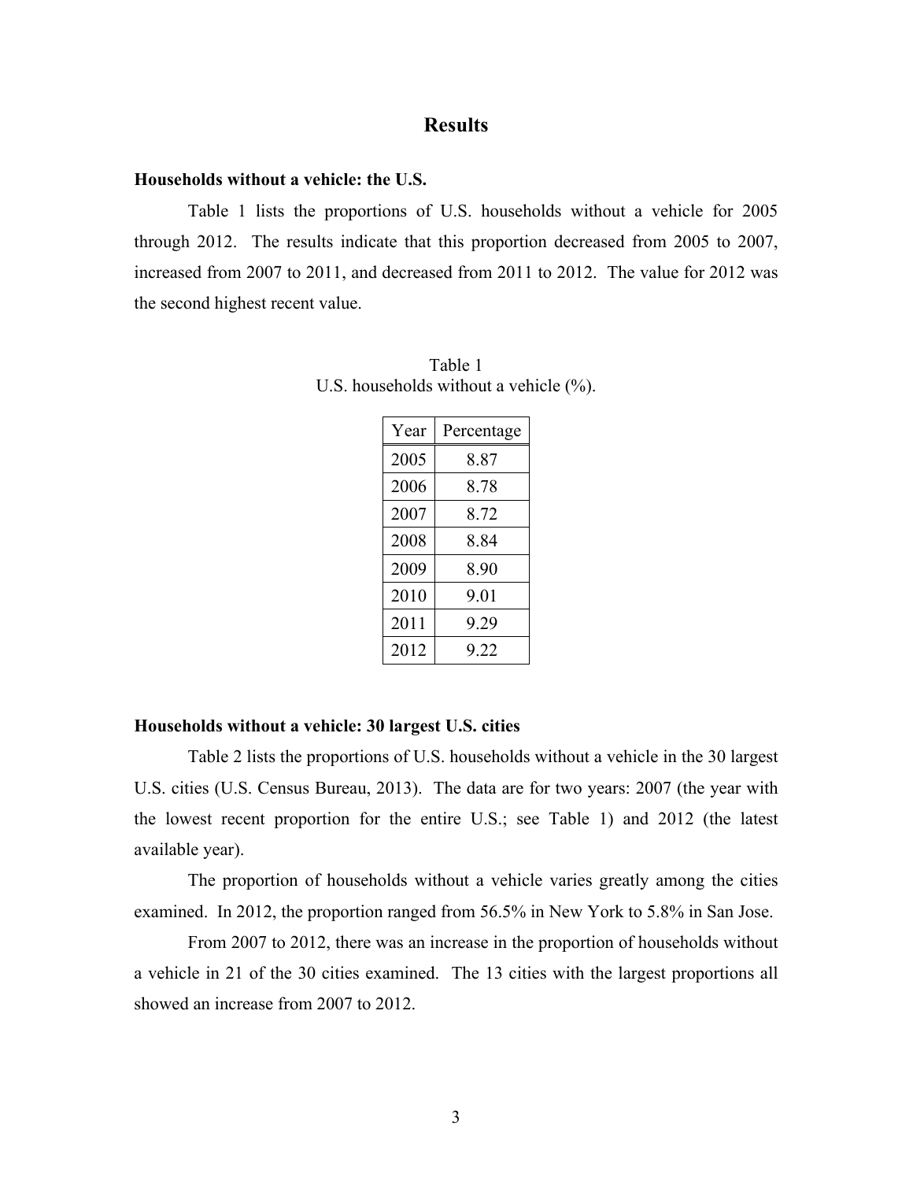# Results

### Households without a vehicle: the U.S.

Table 1 lists the proportions of U.S. households without a vehicle for 2005 through 2012. The results indicate that this proportion decreased from 2005 to 2007, increased from 2007 to 2011, and decreased from 2011 to 2012. The value for 2012 was the second highest recent value.

Table 1
U.S. households without a vehicle (%).

| Year | Percentage |
|---|---|
| 2005 | 8.87 |
| 2006 | 8.78 |
| 2007 | 8.72 |
| 2008 | 8.84 |
| 2009 | 8.90 |
| 2010 | 9.01 |
| 2011 | 9.29 |
| 2012 | 9.22 |

### Households without a vehicle: 30 largest U.S. cities

Table 2 lists the proportions of U.S. households without a vehicle in the 30 largest U.S. cities (U.S. Census Bureau, 2013). The data are for two years: 2007 (the year with the lowest recent proportion for the entire U.S.; see Table 1) and 2012 (the latest available year).

The proportion of households without a vehicle varies greatly among the cities examined. In 2012, the proportion ranged from 56.5% in New York to 5.8% in San Jose.

From 2007 to 2012, there was an increase in the proportion of households without a vehicle in 21 of the 30 cities examined. The 13 cities with the largest proportions all showed an increase from 2007 to 2012.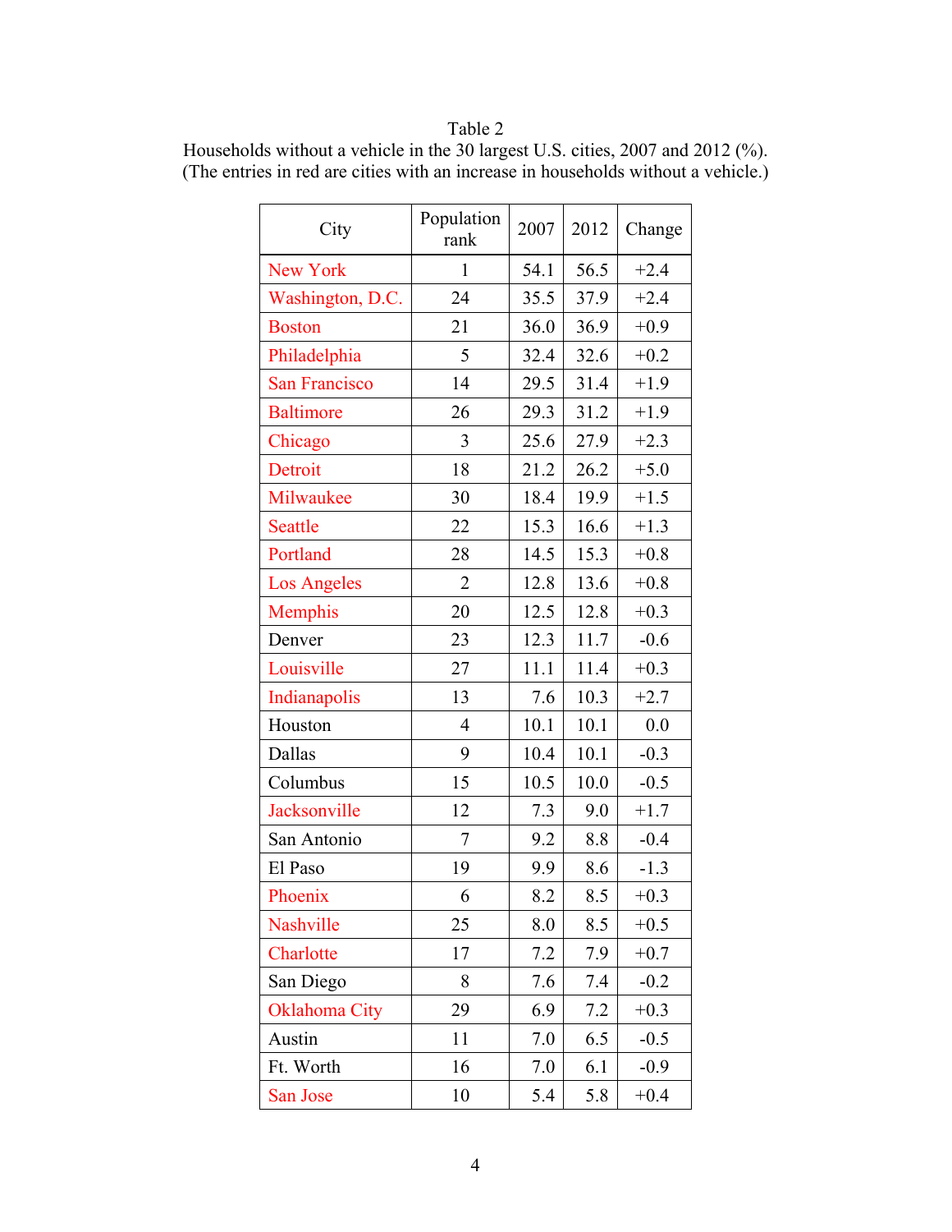Table 2

Households without a vehicle in the 30 largest U.S. cities, 2007 and 2012 (%).
(The entries in red are cities with an increase in households without a vehicle.)

| City | Population rank | 2007 | 2012 | Change |
|---|---|---|---|---|
| New York | 1 | 54.1 | 56.5 | +2.4 |
| Washington, D.C. | 24 | 35.5 | 37.9 | +2.4 |
| Boston | 21 | 36.0 | 36.9 | +0.9 |
| Philadelphia | 5 | 32.4 | 32.6 | +0.2 |
| San Francisco | 14 | 29.5 | 31.4 | +1.9 |
| Baltimore | 26 | 29.3 | 31.2 | +1.9 |
| Chicago | 3 | 25.6 | 27.9 | +2.3 |
| Detroit | 18 | 21.2 | 26.2 | +5.0 |
| Milwaukee | 30 | 18.4 | 19.9 | +1.5 |
| Seattle | 22 | 15.3 | 16.6 | +1.3 |
| Portland | 28 | 14.5 | 15.3 | +0.8 |
| Los Angeles | 2 | 12.8 | 13.6 | +0.8 |
| Memphis | 20 | 12.5 | 12.8 | +0.3 |
| Denver | 23 | 12.3 | 11.7 | -0.6 |
| Louisville | 27 | 11.1 | 11.4 | +0.3 |
| Indianapolis | 13 | 7.6 | 10.3 | +2.7 |
| Houston | 4 | 10.1 | 10.1 | 0.0 |
| Dallas | 9 | 10.4 | 10.1 | -0.3 |
| Columbus | 15 | 10.5 | 10.0 | -0.5 |
| Jacksonville | 12 | 7.3 | 9.0 | +1.7 |
| San Antonio | 7 | 9.2 | 8.8 | -0.4 |
| El Paso | 19 | 9.9 | 8.6 | -1.3 |
| Phoenix | 6 | 8.2 | 8.5 | +0.3 |
| Nashville | 25 | 8.0 | 8.5 | +0.5 |
| Charlotte | 17 | 7.2 | 7.9 | +0.7 |
| San Diego | 8 | 7.6 | 7.4 | -0.2 |
| Oklahoma City | 29 | 6.9 | 7.2 | +0.3 |
| Austin | 11 | 7.0 | 6.5 | -0.5 |
| Ft. Worth | 16 | 7.0 | 6.1 | -0.9 |
| San Jose | 10 | 5.4 | 5.8 | +0.4 |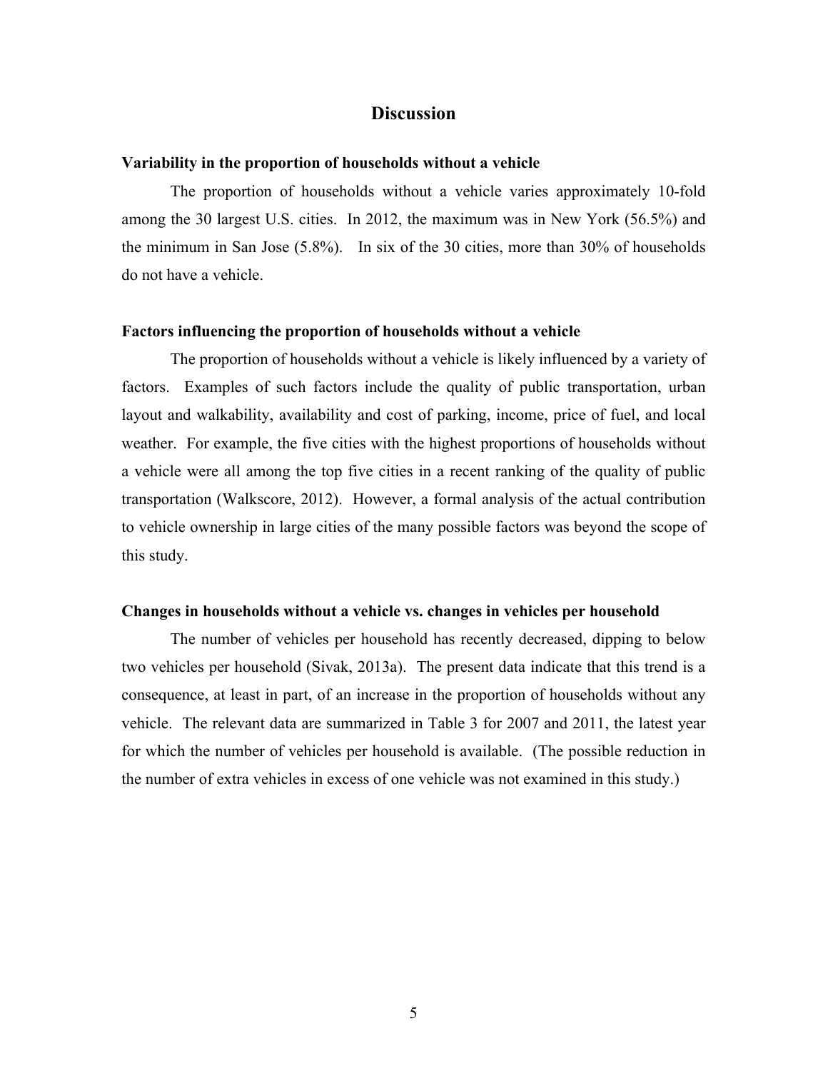# Discussion

### Variability in the proportion of households without a vehicle

The proportion of households without a vehicle varies approximately 10-fold among the 30 largest U.S. cities. In 2012, the maximum was in New York (56.5%) and the minimum in San Jose (5.8%). In six of the 30 cities, more than 30% of households do not have a vehicle.

### Factors influencing the proportion of households without a vehicle

The proportion of households without a vehicle is likely influenced by a variety of factors. Examples of such factors include the quality of public transportation, urban layout and walkability, availability and cost of parking, income, price of fuel, and local weather. For example, the five cities with the highest proportions of households without a vehicle were all among the top five cities in a recent ranking of the quality of public transportation (Walkscore, 2012). However, a formal analysis of the actual contribution to vehicle ownership in large cities of the many possible factors was beyond the scope of this study.

### Changes in households without a vehicle vs. changes in vehicles per household

The number of vehicles per household has recently decreased, dipping to below two vehicles per household (Sivak, 2013a). The present data indicate that this trend is a consequence, at least in part, of an increase in the proportion of households without any vehicle. The relevant data are summarized in Table 3 for 2007 and 2011, the latest year for which the number of vehicles per household is available. (The possible reduction in the number of extra vehicles in excess of one vehicle was not examined in this study.)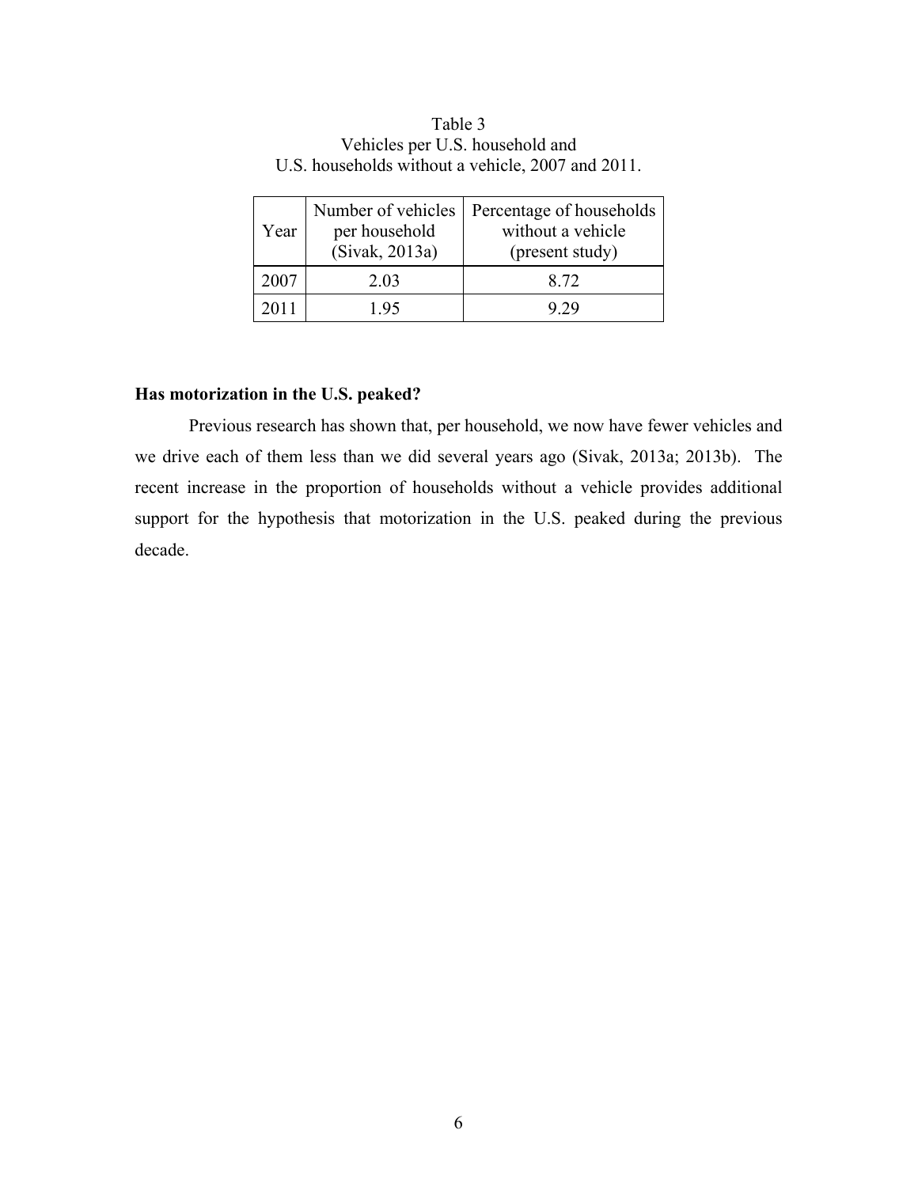Table 3
Vehicles per U.S. household and
U.S. households without a vehicle, 2007 and 2011.

| Year | Number of vehicles per household (Sivak, 2013a) | Percentage of households without a vehicle (present study) |
|---|---|---|
| 2007 | 2.03 | 8.72 |
| 2011 | 1.95 | 9.29 |

### Has motorization in the U.S. peaked?

Previous research has shown that, per household, we now have fewer vehicles and we drive each of them less than we did several years ago (Sivak, 2013a; 2013b). The recent increase in the proportion of households without a vehicle provides additional support for the hypothesis that motorization in the U.S. peaked during the previous decade.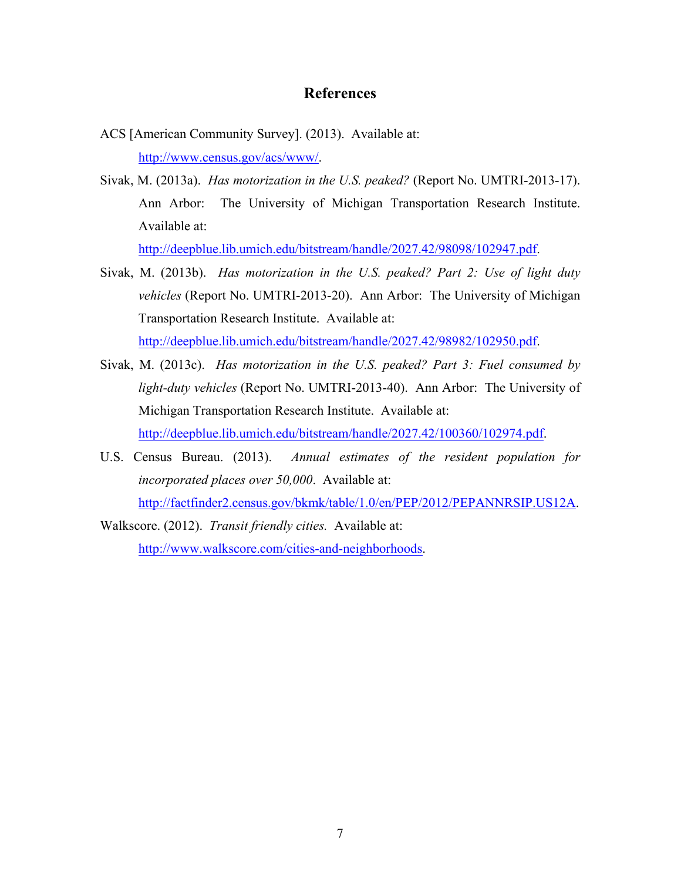## References

ACS [American Community Survey]. (2013). Available at: http://www.census.gov/acs/www/.

Sivak, M. (2013a). *Has motorization in the U.S. peaked?* (Report No. UMTRI-2013-17). Ann Arbor: The University of Michigan Transportation Research Institute. Available at: http://deepblue.lib.umich.edu/bitstream/handle/2027.42/98098/102947.pdf.

Sivak, M. (2013b). *Has motorization in the U.S. peaked? Part 2: Use of light duty vehicles* (Report No. UMTRI-2013-20). Ann Arbor: The University of Michigan Transportation Research Institute. Available at: http://deepblue.lib.umich.edu/bitstream/handle/2027.42/98982/102950.pdf.

Sivak, M. (2013c). *Has motorization in the U.S. peaked? Part 3: Fuel consumed by light-duty vehicles* (Report No. UMTRI-2013-40). Ann Arbor: The University of Michigan Transportation Research Institute. Available at: http://deepblue.lib.umich.edu/bitstream/handle/2027.42/100360/102974.pdf.

U.S. Census Bureau. (2013). *Annual estimates of the resident population for incorporated places over 50,000*. Available at: http://factfinder2.census.gov/bkmk/table/1.0/en/PEP/2012/PEPANNRSIP.US12A.

Walkscore. (2012). *Transit friendly cities.* Available at: http://www.walkscore.com/cities-and-neighborhoods.